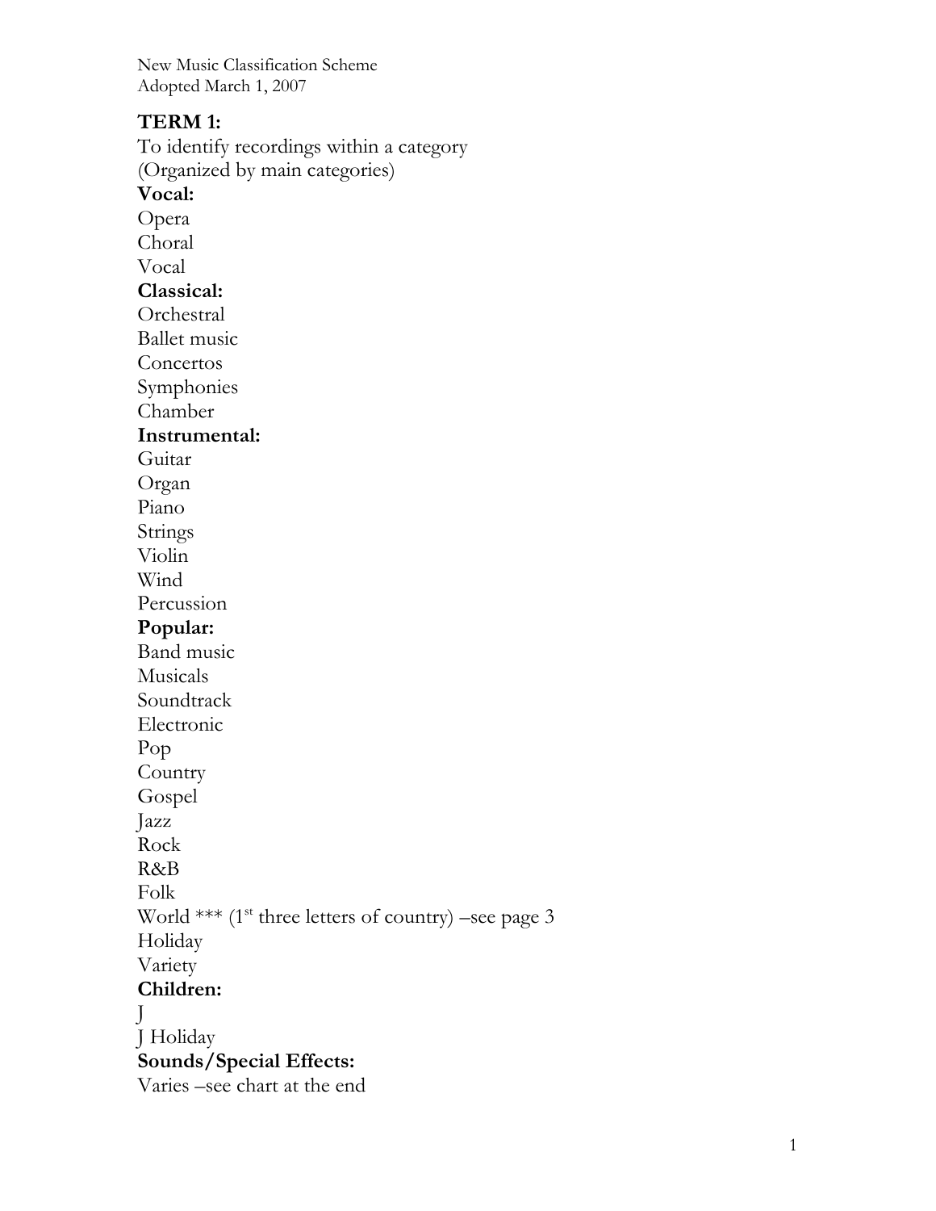New Music Classification Scheme
Adopted March 1, 2007

## TERM 1:

To identify recordings within a category
(Organized by main categories)

**Vocal:**

Opera
Choral
Vocal

**Classical:**

Orchestral
Ballet music
Concertos
Symphonies
Chamber

**Instrumental:**

Guitar
Organ
Piano
Strings
Violin
Wind
Percussion

**Popular:**

Band music
Musicals
Soundtrack
Electronic
Pop
Country
Gospel
Jazz
Rock
R&B
Folk
World *** (1st three letters of country) –see page 3
Holiday
Variety

**Children:**

J
J Holiday

**Sounds/Special Effects:**

Varies –see chart at the end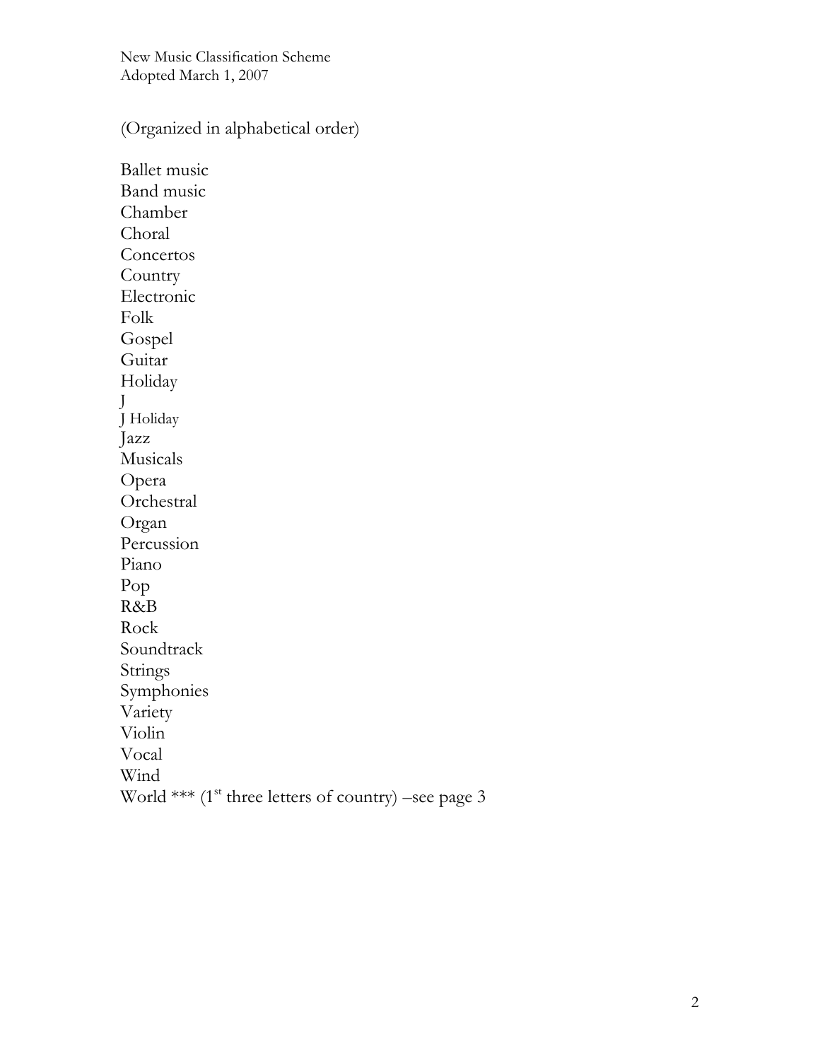New Music Classification Scheme
Adopted March 1, 2007

(Organized in alphabetical order)

Ballet music
Band music
Chamber
Choral
Concertos
Country
Electronic
Folk
Gospel
Guitar
Holiday
J
J Holiday
Jazz
Musicals
Opera
Orchestral
Organ
Percussion
Piano
Pop
R&B
Rock
Soundtrack
Strings
Symphonies
Variety
Violin
Vocal
Wind
World *** (1st three letters of country) –see page 3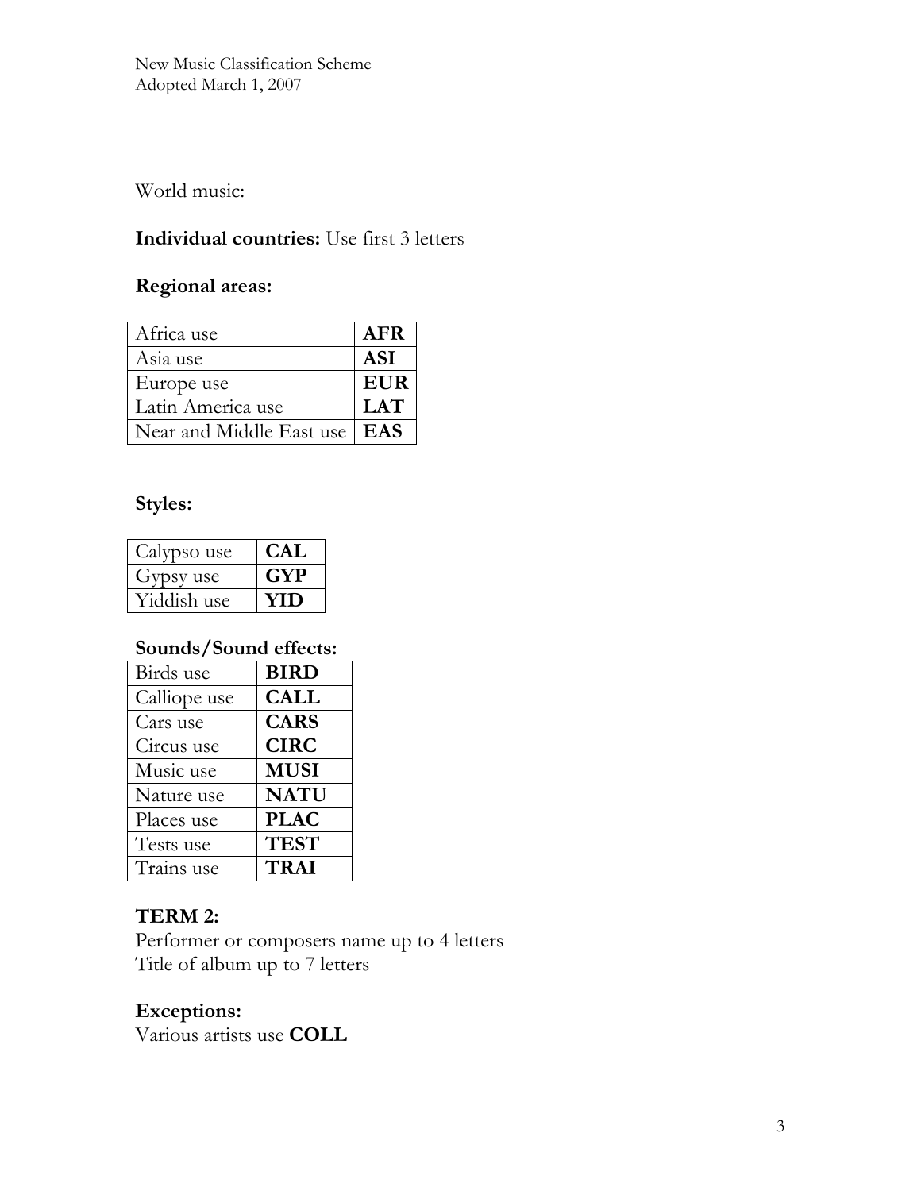World music:

**Individual countries:** Use first 3 letters

**Regional areas:**

| | |
|---|---|
| Africa use | **AFR** |
| Asia use | **ASI** |
| Europe use | **EUR** |
| Latin America use | **LAT** |
| Near and Middle East use | **EAS** |

**Styles:**

| | |
|---|---|
| Calypso use | **CAL** |
| Gypsy use | **GYP** |
| Yiddish use | **YID** |

**Sounds/Sound effects:**

| | |
|---|---|
| Birds use | **BIRD** |
| Calliope use | **CALL** |
| Cars use | **CARS** |
| Circus use | **CIRC** |
| Music use | **MUSI** |
| Nature use | **NATU** |
| Places use | **PLAC** |
| Tests use | **TEST** |
| Trains use | **TRAI** |

**TERM 2:**
Performer or composers name up to 4 letters
Title of album up to 7 letters

**Exceptions:**
Various artists use **COLL**